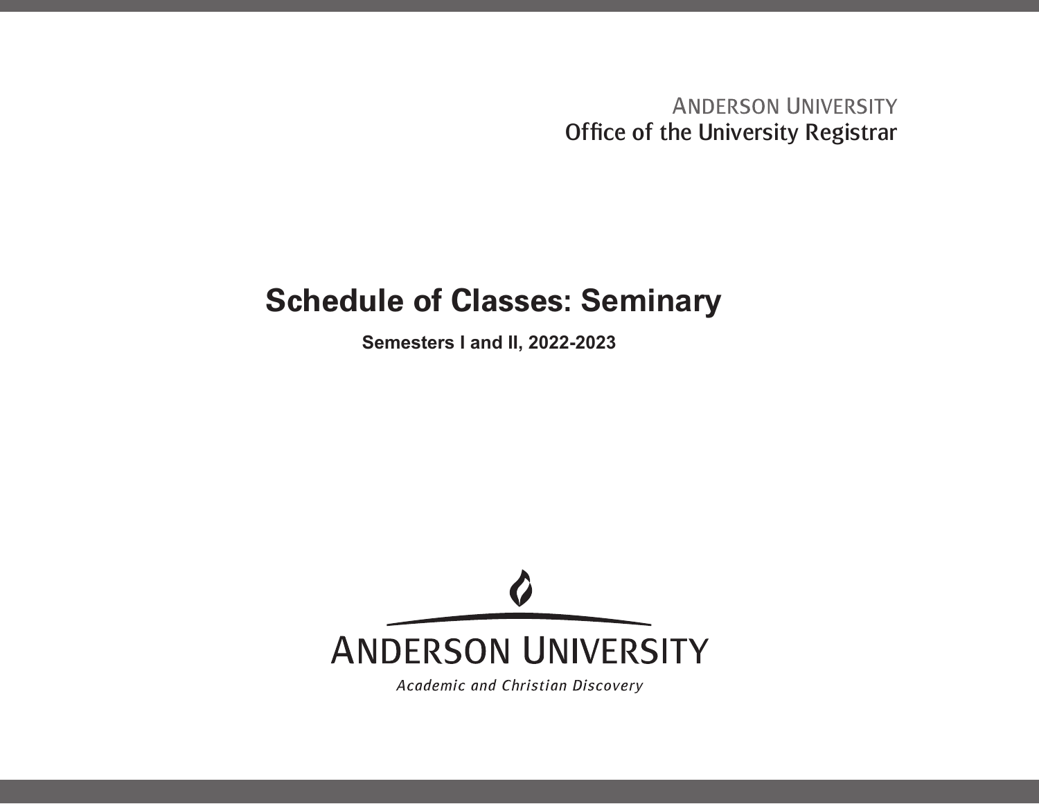ANDERSON UNIVERSITY
Office of the University Registrar

# Schedule of Classes: Seminary

**Semesters I and II, 2022-2023**

ANDERSON UNIVERSITY

*Academic and Christian Discovery*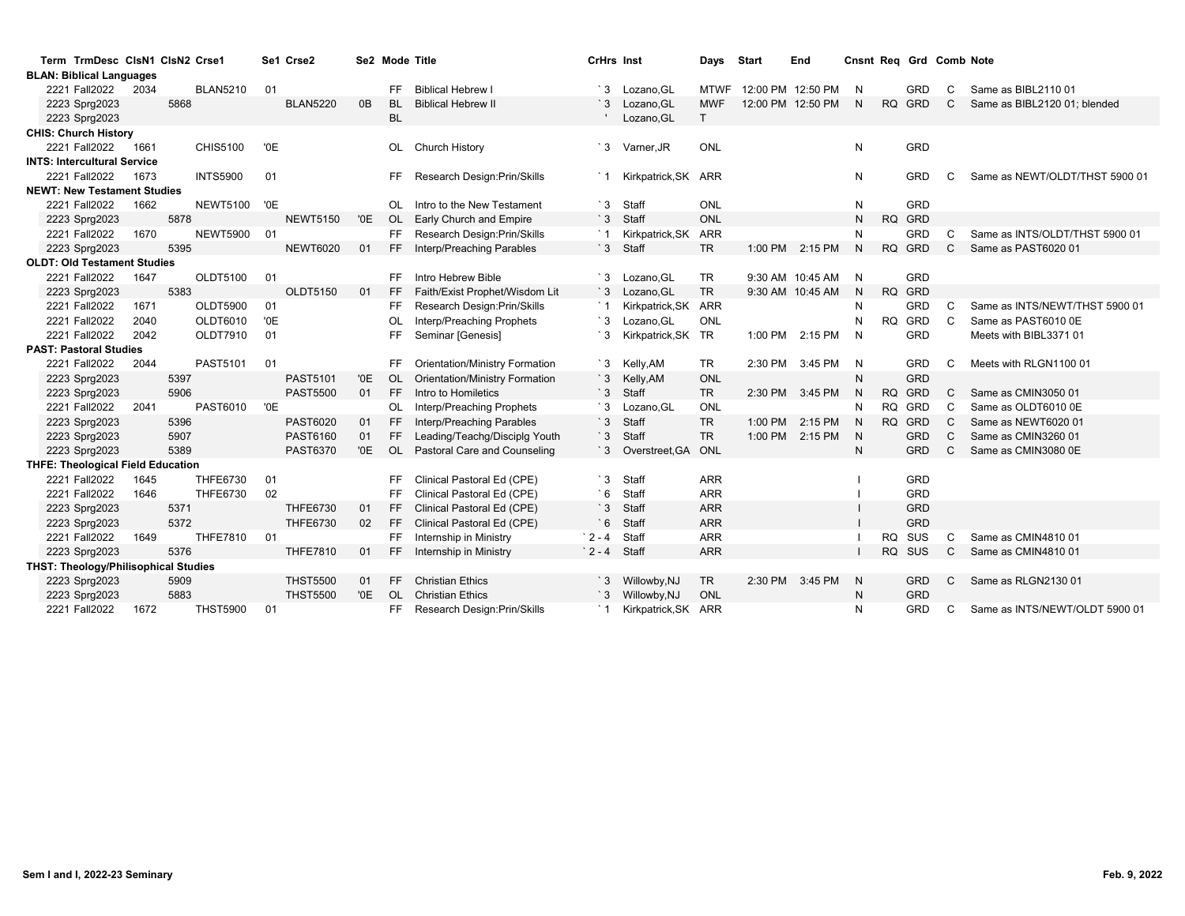| Term | TrmDesc | ClsN1 | ClsN2 | Crse1 | Se1 | Crse2 | Se2 | Mode | Title | CrHrs | Inst | Days | Start | End | Cnsnt | Req | Grd | Comb | Note |
|---|---|---|---|---|---|---|---|---|---|---|---|---|---|---|---|---|---|---|---|
| **BLAN: Biblical Languages** | | | | | | | | | | | | | | | | | | | |
| 2221 | Fall2022 | 2034 | | BLAN5210 | 01 | | | FF | Biblical Hebrew I | `3 | Lozano,GL | MTWF | 12:00 PM | 12:50 PM | N | | GRD | C | Same as BIBL2110 01 |
| 2223 | Sprg2023 | | 5868 | | | BLAN5220 | 0B | BL | Biblical Hebrew II | `3 | Lozano,GL | MWF | 12:00 PM | 12:50 PM | N | RQ | GRD | C | Same as BIBL2120 01; blended |
| 2223 | Sprg2023 | | | | | | | BL | | ' | Lozano,GL | T | | | | | | | |
| **CHIS: Church History** | | | | | | | | | | | | | | | | | | | |
| 2221 | Fall2022 | 1661 | | CHIS5100 | '0E | | | OL | Church History | `3 | Varner,JR | ONL | | | N | | GRD | | |
| **INTS: Intercultural Service** | | | | | | | | | | | | | | | | | | | |
| 2221 | Fall2022 | 1673 | | INTS5900 | 01 | | | FF | Research Design:Prin/Skills | `1 | Kirkpatrick,SK | ARR | | | N | | GRD | C | Same as NEWT/OLDT/THST 5900 01 |
| **NEWT: New Testament Studies** | | | | | | | | | | | | | | | | | | | |
| 2221 | Fall2022 | 1662 | | NEWT5100 | '0E | | | OL | Intro to the New Testament | `3 | Staff | ONL | | | N | | GRD | | |
| 2223 | Sprg2023 | | 5878 | | | NEWT5150 | '0E | OL | Early Church and Empire | `3 | Staff | ONL | | | N | RQ | GRD | | |
| 2221 | Fall2022 | 1670 | | NEWT5900 | 01 | | | FF | Research Design:Prin/Skills | `1 | Kirkpatrick,SK | ARR | | | N | | GRD | C | Same as INTS/OLDT/THST 5900 01 |
| 2223 | Sprg2023 | | 5395 | | | NEWT6020 | 01 | FF | Interp/Preaching Parables | `3 | Staff | TR | 1:00 PM | 2:15 PM | N | RQ | GRD | C | Same as PAST6020 01 |
| **OLDT: Old Testament Studies** | | | | | | | | | | | | | | | | | | | |
| 2221 | Fall2022 | 1647 | | OLDT5100 | 01 | | | FF | Intro Hebrew Bible | `3 | Lozano,GL | TR | 9:30 AM | 10:45 AM | N | | GRD | | |
| 2223 | Sprg2023 | | 5383 | | | OLDT5150 | 01 | FF | Faith/Exist Prophet/Wisdom Lit | `3 | Lozano,GL | TR | 9:30 AM | 10:45 AM | N | RQ | GRD | | |
| 2221 | Fall2022 | 1671 | | OLDT5900 | 01 | | | FF | Research Design:Prin/Skills | `1 | Kirkpatrick,SK | ARR | | | N | | GRD | C | Same as INTS/NEWT/THST 5900 01 |
| 2221 | Fall2022 | 2040 | | OLDT6010 | '0E | | | OL | Interp/Preaching Prophets | `3 | Lozano,GL | ONL | | | N | RQ | GRD | C | Same as PAST6010 0E |
| 2221 | Fall2022 | 2042 | | OLDT7910 | 01 | | | FF | Seminar [Genesis] | `3 | Kirkpatrick,SK | TR | 1:00 PM | 2:15 PM | N | | GRD | | Meets with BIBL3371 01 |
| **PAST: Pastoral Studies** | | | | | | | | | | | | | | | | | | | |
| 2221 | Fall2022 | 2044 | | PAST5101 | 01 | | | FF | Orientation/Ministry Formation | `3 | Kelly,AM | TR | 2:30 PM | 3:45 PM | N | | GRD | C | Meets with RLGN1100 01 |
| 2223 | Sprg2023 | | 5397 | | | PAST5101 | '0E | OL | Orientation/Ministry Formation | `3 | Kelly,AM | ONL | | | N | | GRD | | |
| 2223 | Sprg2023 | | 5906 | | | PAST5500 | 01 | FF | Intro to Homiletics | `3 | Staff | TR | 2:30 PM | 3:45 PM | N | RQ | GRD | C | Same as CMIN3050 01 |
| 2221 | Fall2022 | 2041 | | PAST6010 | '0E | | | OL | Interp/Preaching Prophets | `3 | Lozano,GL | ONL | | | N | RQ | GRD | C | Same as OLDT6010 0E |
| 2223 | Sprg2023 | | 5396 | | | PAST6020 | 01 | FF | Interp/Preaching Parables | `3 | Staff | TR | 1:00 PM | 2:15 PM | N | RQ | GRD | C | Same as NEWT6020 01 |
| 2223 | Sprg2023 | | 5907 | | | PAST6160 | 01 | FF | Leading/Teachg/Disciplg Youth | `3 | Staff | TR | 1:00 PM | 2:15 PM | N | | GRD | C | Same as CMIN3260 01 |
| 2223 | Sprg2023 | | 5389 | | | PAST6370 | '0E | OL | Pastoral Care and Counseling | `3 | Overstreet,GA | ONL | | | N | | GRD | C | Same as CMIN3080 0E |
| **THFE: Theological Field Education** | | | | | | | | | | | | | | | | | | | |
| 2221 | Fall2022 | 1645 | | THFE6730 | 01 | | | FF | Clinical Pastoral Ed (CPE) | `3 | Staff | ARR | | | I | | GRD | | |
| 2221 | Fall2022 | 1646 | | THFE6730 | 02 | | | FF | Clinical Pastoral Ed (CPE) | `6 | Staff | ARR | | | I | | GRD | | |
| 2223 | Sprg2023 | | 5371 | | | THFE6730 | 01 | FF | Clinical Pastoral Ed (CPE) | `3 | Staff | ARR | | | I | | GRD | | |
| 2223 | Sprg2023 | | 5372 | | | THFE6730 | 02 | FF | Clinical Pastoral Ed (CPE) | `6 | Staff | ARR | | | I | | GRD | | |
| 2221 | Fall2022 | 1649 | | THFE7810 | 01 | | | FF | Internship in Ministry | `2 - 4 | Staff | ARR | | | I | RQ | SUS | C | Same as CMIN4810 01 |
| 2223 | Sprg2023 | | 5376 | | | THFE7810 | 01 | FF | Internship in Ministry | `2 - 4 | Staff | ARR | | | I | RQ | SUS | C | Same as CMIN4810 01 |
| **THST: Theology/Philisophical Studies** | | | | | | | | | | | | | | | | | | | |
| 2223 | Sprg2023 | | 5909 | | | THST5500 | 01 | FF | Christian Ethics | `3 | Willowby,NJ | TR | 2:30 PM | 3:45 PM | N | | GRD | C | Same as RLGN2130 01 |
| 2223 | Sprg2023 | | 5883 | | | THST5500 | '0E | OL | Christian Ethics | `3 | Willowby,NJ | ONL | | | N | | GRD | | |
| 2221 | Fall2022 | 1672 | | THST5900 | 01 | | | FF | Research Design:Prin/Skills | `1 | Kirkpatrick,SK | ARR | | | N | | GRD | C | Same as INTS/NEWT/OLDT 5900 01 |

**Sem I and I, 2022-23 Seminary** **Feb. 9, 2022**